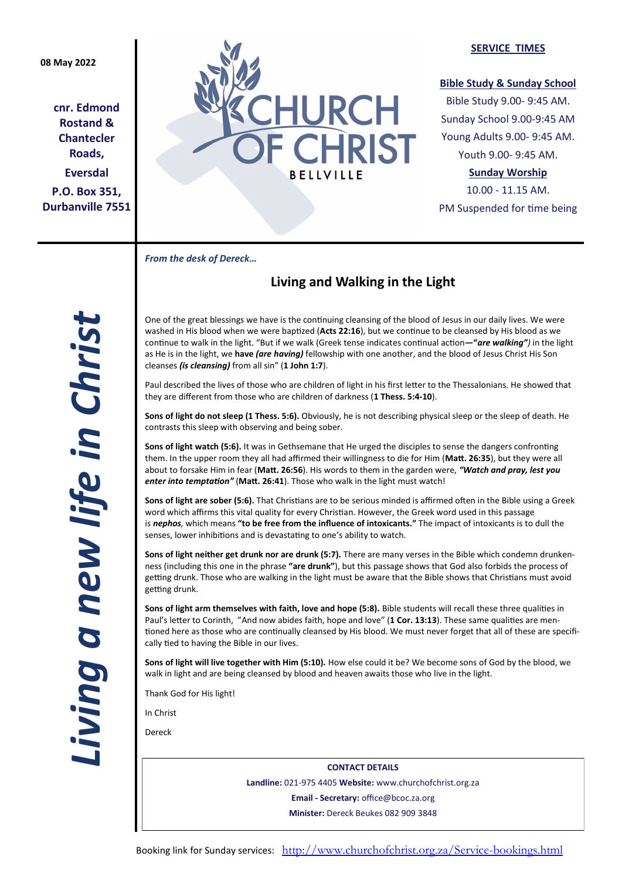08 May 2022

**cnr. Edmond Rostand & Chantecler Roads,**

**Eversdal**

**P.O. Box 351, Durbanville 7551**

# CHURCH OF CHRIST

BELLVILLE

**SERVICE TIMES**

**Bible Study & Sunday School**

Bible Study 9.00- 9:45 AM.

Sunday School 9.00-9:45 AM

Young Adults 9.00- 9:45 AM.

Youth 9.00- 9:45 AM.

**Sunday Worship**

10.00 - 11.15 AM.

PM Suspended for time being

***Living a new life in Christ***

*From the desk of Dereck…*

## Living and Walking in the Light

One of the great blessings we have is the continuing cleansing of the blood of Jesus in our daily lives. We were washed in His blood when we were baptized (**Acts 22:16**), but we continue to be cleansed by His blood as we continue to walk in the light. "But if we walk (Greek tense indicates continual action**—"*are walking")*** in the light as He is in the light, we **have *(are having)*** fellowship with one another, and the blood of Jesus Christ His Son cleanses ***(is cleansing)*** from all sin" (**1 John 1:7**).

Paul described the lives of those who are children of light in his first letter to the Thessalonians. He showed that they are different from those who are children of darkness (**1 Thess. 5:4-10**).

**Sons of light do not sleep (1 Thess. 5:6).** Obviously, he is not describing physical sleep or the sleep of death. He contrasts this sleep with observing and being sober.

**Sons of light watch (5:6).** It was in Gethsemane that He urged the disciples to sense the dangers confronting them. In the upper room they all had affirmed their willingness to die for Him (**Matt. 26:35**), but they were all about to forsake Him in fear (**Matt. 26:56**). His words to them in the garden were, ***"Watch and pray, lest you enter into temptation"*** (**Matt. 26:41**). Those who walk in the light must watch!

**Sons of light are sober (5:6).** That Christians are to be serious minded is affirmed often in the Bible using a Greek word which affirms this vital quality for every Christian. However, the Greek word used in this passage is ***nephos***, which means **"to be free from the influence of intoxicants."** The impact of intoxicants is to dull the senses, lower inhibitions and is devastating to one's ability to watch.

**Sons of light neither get drunk nor are drunk (5:7).** There are many verses in the Bible which condemn drunkenness (including this one in the phrase **"are drunk"**), but this passage shows that God also forbids the process of getting drunk. Those who are walking in the light must be aware that the Bible shows that Christians must avoid getting drunk.

**Sons of light arm themselves with faith, love and hope (5:8).** Bible students will recall these three qualities in Paul's letter to Corinth, "And now abides faith, hope and love" (**1 Cor. 13:13**). These same qualities are mentioned here as those who are continually cleansed by His blood. We must never forget that all of these are specifically tied to having the Bible in our lives.

**Sons of light will live together with Him (5:10).** How else could it be? We become sons of God by the blood, we walk in light and are being cleansed by blood and heaven awaits those who live in the light.

Thank God for His light!

In Christ

Dereck

**CONTACT DETAILS**

**Landline:** 021-975 4405 **Website:** www.churchofchrist.org.za

**Email - Secretary:** office@bcoc.za.org

**Minister:** Dereck Beukes 082 909 3848

Booking link for Sunday services: http://www.churchofchrist.org.za/Service-bookings.html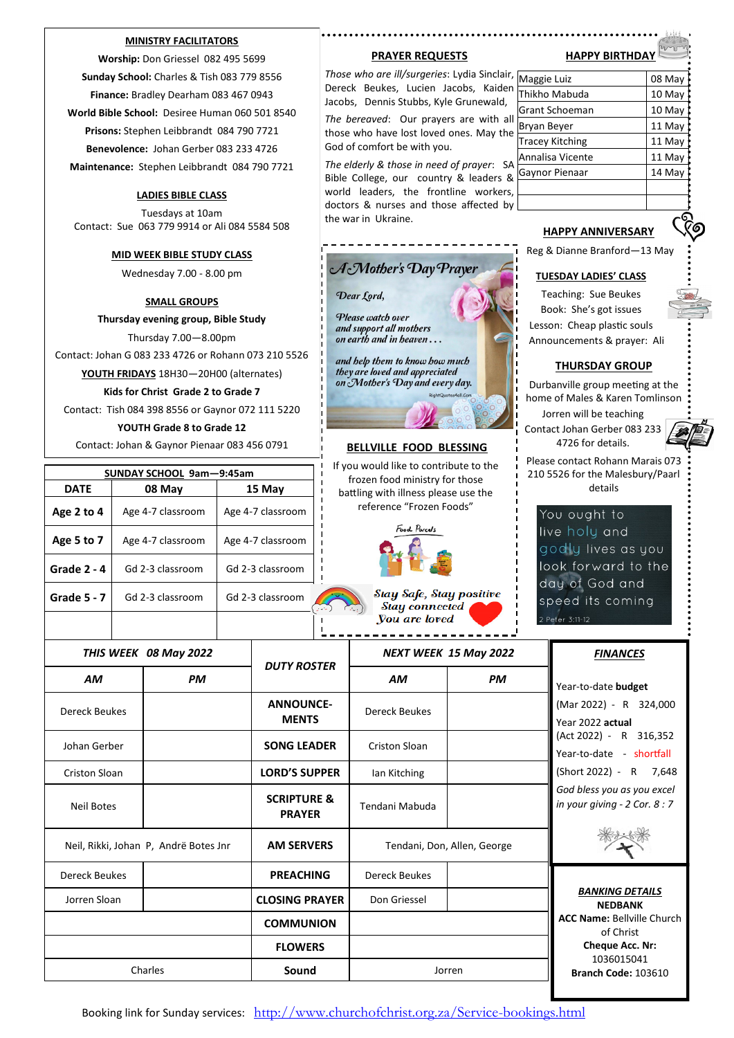## MINISTRY FACILITATORS

**Worship:** Don Griessel 082 495 5699
**Sunday School:** Charles & Tish 083 779 8556
**Finance:** Bradley Dearham 083 467 0943
**World Bible School:** Desiree Human 060 501 8540
**Prisons:** Stephen Leibbrandt 084 790 7721
**Benevolence:** Johan Gerber 083 233 4726
**Maintenance:** Stephen Leibbrandt 084 790 7721

## LADIES BIBLE CLASS

Tuesdays at 10am
Contact: Sue 063 779 9914 or Ali 084 5584 508

## MID WEEK BIBLE STUDY CLASS

Wednesday 7.00 - 8.00 pm

## SMALL GROUPS

**Thursday evening group, Bible Study**
Thursday 7.00—8.00pm
Contact: Johan G 083 233 4726 or Rohann 073 210 5526

**YOUTH FRIDAYS** 18H30—20H00 (alternates)
**Kids for Christ Grade 2 to Grade 7**
Contact: Tish 084 398 8556 or Gaynor 072 111 5220
**YOUTH Grade 8 to Grade 12**
Contact: Johan & Gaynor Pienaar 083 456 0791

| SUNDAY SCHOOL 9am—9:45am | | |
|---|---|---|
| **DATE** | **08 May** | **15 May** |
| **Age 2 to 4** | Age 4-7 classroom | Age 4-7 classroom |
| **Age 5 to 7** | Age 4-7 classroom | Age 4-7 classroom |
| **Grade 2 - 4** | Gd 2-3 classroom | Gd 2-3 classroom |
| **Grade 5 - 7** | Gd 2-3 classroom | Gd 2-3 classroom |
| | | |

## PRAYER REQUESTS

*Those who are ill/surgeries*: Lydia Sinclair, Dereck Beukes, Lucien Jacobs, Kaiden Jacobs, Dennis Stubbs, Kyle Grunewald,

*The bereaved*: Our prayers are with all those who have lost loved ones. May the God of comfort be with you.

*The elderly & those in need of prayer*: SA Bible College, our country & leaders & world leaders, the frontline workers, doctors & nurses and those affected by the war in Ukraine.

## HAPPY BIRTHDAY

| | |
|---|---|
| Maggie Luiz | 08 May |
| Thikho Mabuda | 10 May |
| Grant Schoeman | 10 May |
| Bryan Beyer | 11 May |
| Tracey Kitching | 11 May |
| Annalisa Vicente | 11 May |
| Gaynor Pienaar | 14 May |
| | |
| | |

## HAPPY ANNIVERSARY

Reg & Dianne Branford—13 May

## A Mother's Day Prayer

*Dear Lord,*

*Please watch over and support all mothers on earth and in heaven . . .*

*and help them to know how much they are loved and appreciated on Mother's Day and every day.*

## BELLVILLE FOOD BLESSING

If you would like to contribute to the frozen food ministry for those battling with illness please use the reference "Frozen Foods"

Food Parcels

*Stay Safe, Stay positive*
*Stay connected*
*You are loved*

## TUESDAY LADIES' CLASS

Teaching: Sue Beukes
Book: She's got issues
Lesson: Cheap plastic souls
Announcements & prayer: Ali

## THURSDAY GROUP

Durbanville group meeting at the home of Males & Karen Tomlinson
Jorren will be teaching
Contact Johan Gerber 083 233 4726 for details.

Please contact Rohann Marais 073 210 5526 for the Malesbury/Paarl details

You ought to live holy and godly lives as you look forward to the day of God and speed its coming
2 Peter 3:11-12

| THIS WEEK 08 May 2022 | | DUTY ROSTER | NEXT WEEK 15 May 2022 | |
|---|---|---|---|---|
| **AM** | **PM** | | **AM** | **PM** |
| Dereck Beukes | | **ANNOUNCE-MENTS** | Dereck Beukes | |
| Johan Gerber | | **SONG LEADER** | Criston Sloan | |
| Criston Sloan | | **LORD'S SUPPER** | Ian Kitching | |
| Neil Botes | | **SCRIPTURE & PRAYER** | Tendani Mabuda | |
| Neil, Rikki, Johan P, Andrë Botes Jnr | | **AM SERVERS** | Tendani, Don, Allen, George | |
| Dereck Beukes | | **PREACHING** | Dereck Beukes | |
| Jorren Sloan | | **CLOSING PRAYER** | Don Griessel | |
| | | **COMMUNION** | | |
| | | **FLOWERS** | | |
| Charles | | **Sound** | Jorren | |

## FINANCES

Year-to-date **budget**
(Mar 2022) - R 324,000
Year 2022 **actual**
(Act 2022) - R 316,352
Year-to-date - shortfall
(Short 2022) - R 7,648

*God bless you as you excel in your giving - 2 Cor. 8 : 7*

**BANKING DETAILS**
**NEDBANK**
**ACC Name:** Bellville Church of Christ
**Cheque Acc. Nr:** 1036015041
**Branch Code:** 103610

Booking link for Sunday services: http://www.churchofchrist.org.za/Service-bookings.html